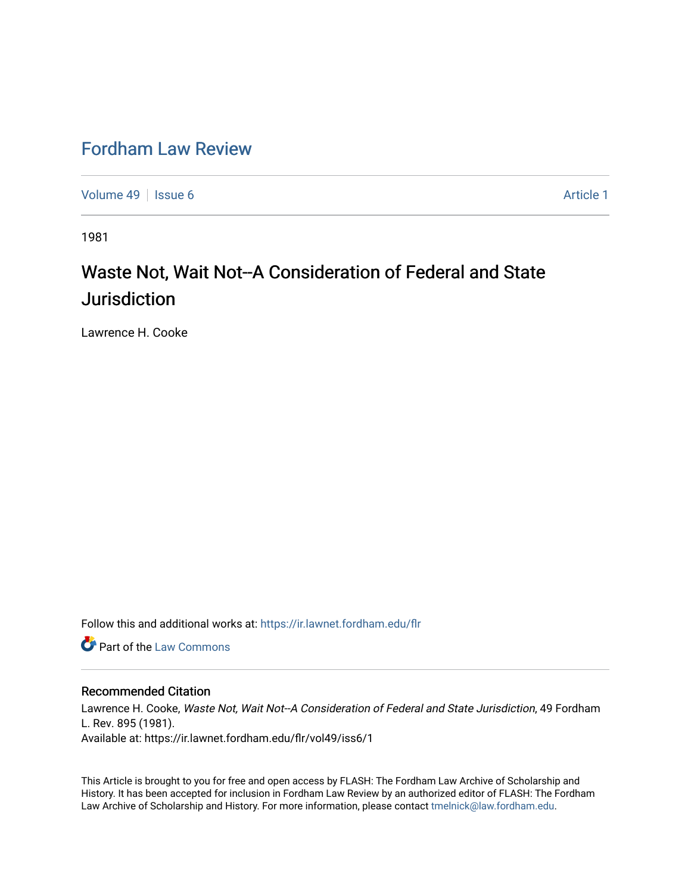# Fordham Law Review

Volume 49 | Issue 6 | Article 1

1981

## Waste Not, Wait Not--A Consideration of Federal and State Jurisdiction

Lawrence H. Cooke

Follow this and additional works at: https://ir.lawnet.fordham.edu/flr

Part of the Law Commons

### Recommended Citation

Lawrence H. Cooke, *Waste Not, Wait Not--A Consideration of Federal and State Jurisdiction*, 49 Fordham L. Rev. 895 (1981).
Available at: https://ir.lawnet.fordham.edu/flr/vol49/iss6/1

This Article is brought to you for free and open access by FLASH: The Fordham Law Archive of Scholarship and History. It has been accepted for inclusion in Fordham Law Review by an authorized editor of FLASH: The Fordham Law Archive of Scholarship and History. For more information, please contact tmelnick@law.fordham.edu.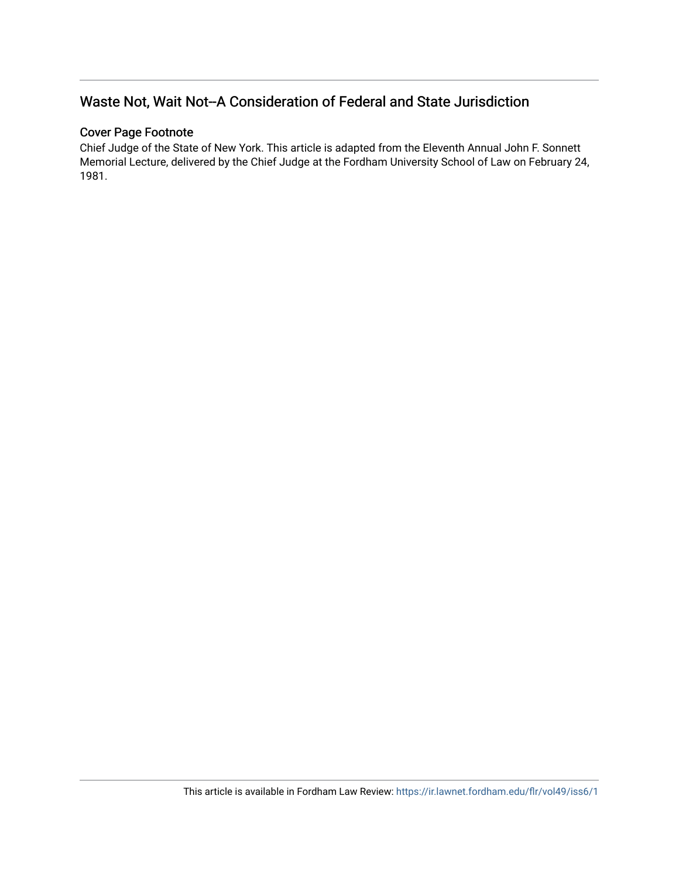## Waste Not, Wait Not--A Consideration of Federal and State Jurisdiction

### Cover Page Footnote

Chief Judge of the State of New York. This article is adapted from the Eleventh Annual John F. Sonnett Memorial Lecture, delivered by the Chief Judge at the Fordham University School of Law on February 24, 1981.

This article is available in Fordham Law Review: https://ir.lawnet.fordham.edu/flr/vol49/iss6/1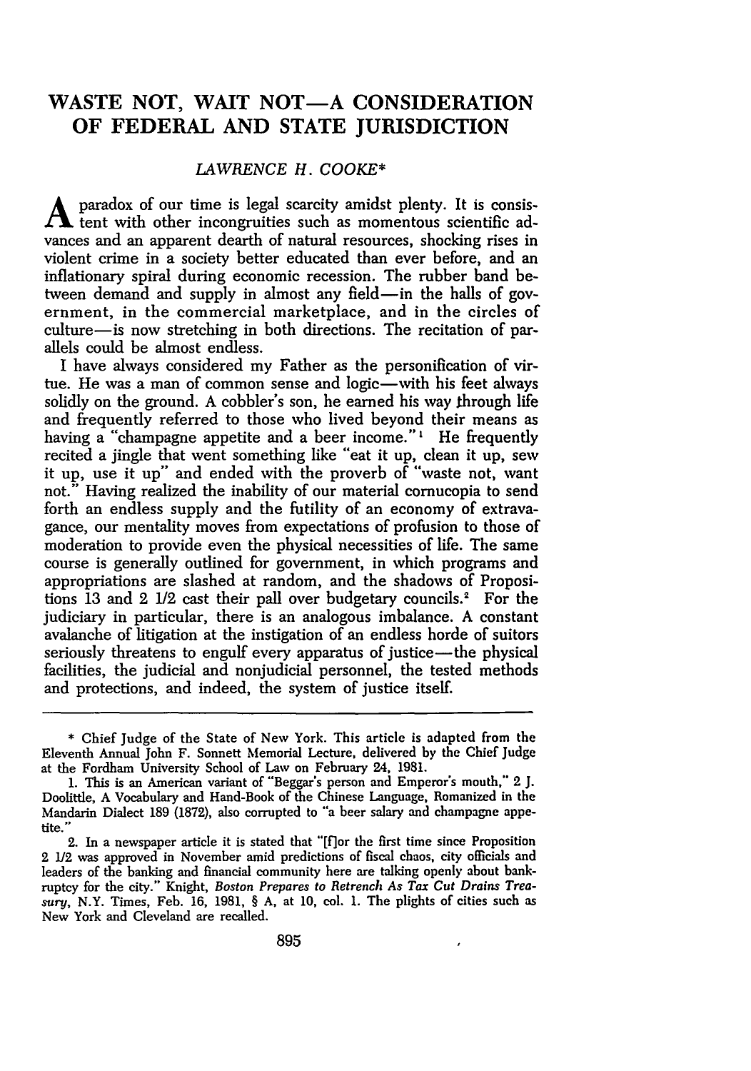# WASTE NOT, WAIT NOT—A CONSIDERATION OF FEDERAL AND STATE JURISDICTION

*LAWRENCE H. COOKE\**

A paradox of our time is legal scarcity amidst plenty. It is consistent with other incongruities such as momentous scientific advances and an apparent dearth of natural resources, shocking rises in violent crime in a society better educated than ever before, and an inflationary spiral during economic recession. The rubber band between demand and supply in almost any field—in the halls of government, in the commercial marketplace, and in the circles of culture—is now stretching in both directions. The recitation of parallels could be almost endless.

I have always considered my Father as the personification of virtue. He was a man of common sense and logic—with his feet always solidly on the ground. A cobbler's son, he earned his way through life and frequently referred to those who lived beyond their means as having a "champagne appetite and a beer income."[1] He frequently recited a jingle that went something like "eat it up, clean it up, sew it up, use it up" and ended with the proverb of "waste not, want not." Having realized the inability of our material cornucopia to send forth an endless supply and the futility of an economy of extravagance, our mentality moves from expectations of profusion to those of moderation to provide even the physical necessities of life. The same course is generally outlined for government, in which programs and appropriations are slashed at random, and the shadows of Propositions 13 and 2 1/2 cast their pall over budgetary councils.[2] For the judiciary in particular, there is an analogous imbalance. A constant avalanche of litigation at the instigation of an endless horde of suitors seriously threatens to engulf every apparatus of justice—the physical facilities, the judicial and nonjudicial personnel, the tested methods and protections, and indeed, the system of justice itself.

---

\* Chief Judge of the State of New York. This article is adapted from the Eleventh Annual John F. Sonnett Memorial Lecture, delivered by the Chief Judge at the Fordham University School of Law on February 24, 1981.

1. This is an American variant of "Beggar's person and Emperor's mouth," 2 J. Doolittle, A Vocabulary and Hand-Book of the Chinese Language, Romanized in the Mandarin Dialect 189 (1872), also corrupted to "a beer salary and champagne appetite."

2. In a newspaper article it is stated that "[f]or the first time since Proposition 2 1/2 was approved in November amid predictions of fiscal chaos, city officials and leaders of the banking and financial community here are talking openly about bankruptcy for the city." Knight, *Boston Prepares to Retrench As Tax Cut Drains Treasury*, N.Y. Times, Feb. 16, 1981, § A, at 10, col. 1. The plights of cities such as New York and Cleveland are recalled.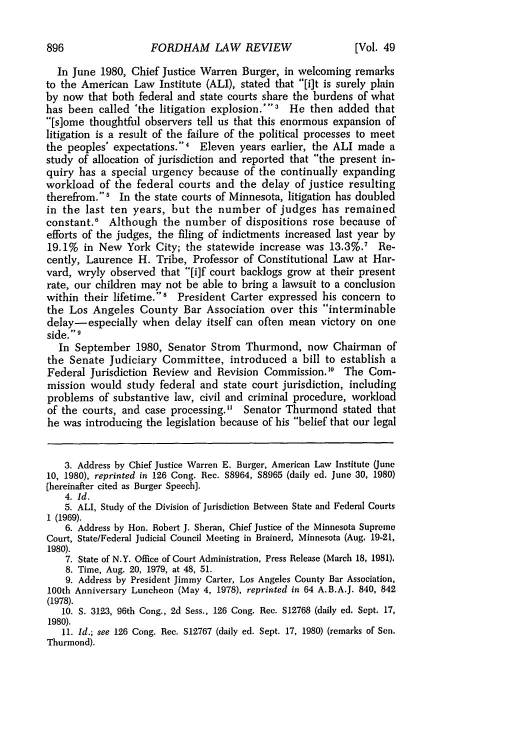In June 1980, Chief Justice Warren Burger, in welcoming remarks to the American Law Institute (ALI), stated that "[i]t is surely plain by now that both federal and state courts share the burdens of what has been called 'the litigation explosion.'"[3] He then added that "[s]ome thoughtful observers tell us that this enormous expansion of litigation is a result of the failure of the political processes to meet the peoples' expectations."[4] Eleven years earlier, the ALI made a study of allocation of jurisdiction and reported that "the present inquiry has a special urgency because of the continually expanding workload of the federal courts and the delay of justice resulting therefrom."[5] In the state courts of Minnesota, litigation has doubled in the last ten years, but the number of judges has remained constant.[6] Although the number of dispositions rose because of efforts of the judges, the filing of indictments increased last year by 19.1% in New York City; the statewide increase was 13.3%.[7] Recently, Laurence H. Tribe, Professor of Constitutional Law at Harvard, wryly observed that "[i]f court backlogs grow at their present rate, our children may not be able to bring a lawsuit to a conclusion within their lifetime."[8] President Carter expressed his concern to the Los Angeles County Bar Association over this "interminable delay—especially when delay itself can often mean victory on one side."[9]

In September 1980, Senator Strom Thurmond, now Chairman of the Senate Judiciary Committee, introduced a bill to establish a Federal Jurisdiction Review and Revision Commission.[10] The Commission would study federal and state court jurisdiction, including problems of substantive law, civil and criminal procedure, workload of the courts, and case processing.[11] Senator Thurmond stated that he was introducing the legislation because of his "belief that our legal

---

3. Address by Chief Justice Warren E. Burger, American Law Institute (June 10, 1980), *reprinted in* 126 Cong. Rec. S8964, S8965 (daily ed. June 30, 1980) [hereinafter cited as Burger Speech].

4. *Id.*

5. ALI, Study of the Division of Jurisdiction Between State and Federal Courts 1 (1969).

6. Address by Hon. Robert J. Sheran, Chief Justice of the Minnesota Supreme Court, State/Federal Judicial Council Meeting in Brainerd, Minnesota (Aug. 19-21, 1980).

7. State of N.Y. Office of Court Administration, Press Release (March 18, 1981).

8. Time, Aug. 20, 1979, at 48, 51.

9. Address by President Jimmy Carter, Los Angeles County Bar Association, 100th Anniversary Luncheon (May 4, 1978), *reprinted in* 64 A.B.A.J. 840, 842 (1978).

10. S. 3123, 96th Cong., 2d Sess., 126 Cong. Rec. S12768 (daily ed. Sept. 17, 1980).

11. *Id.*; *see* 126 Cong. Rec. S12767 (daily ed. Sept. 17, 1980) (remarks of Sen. Thurmond).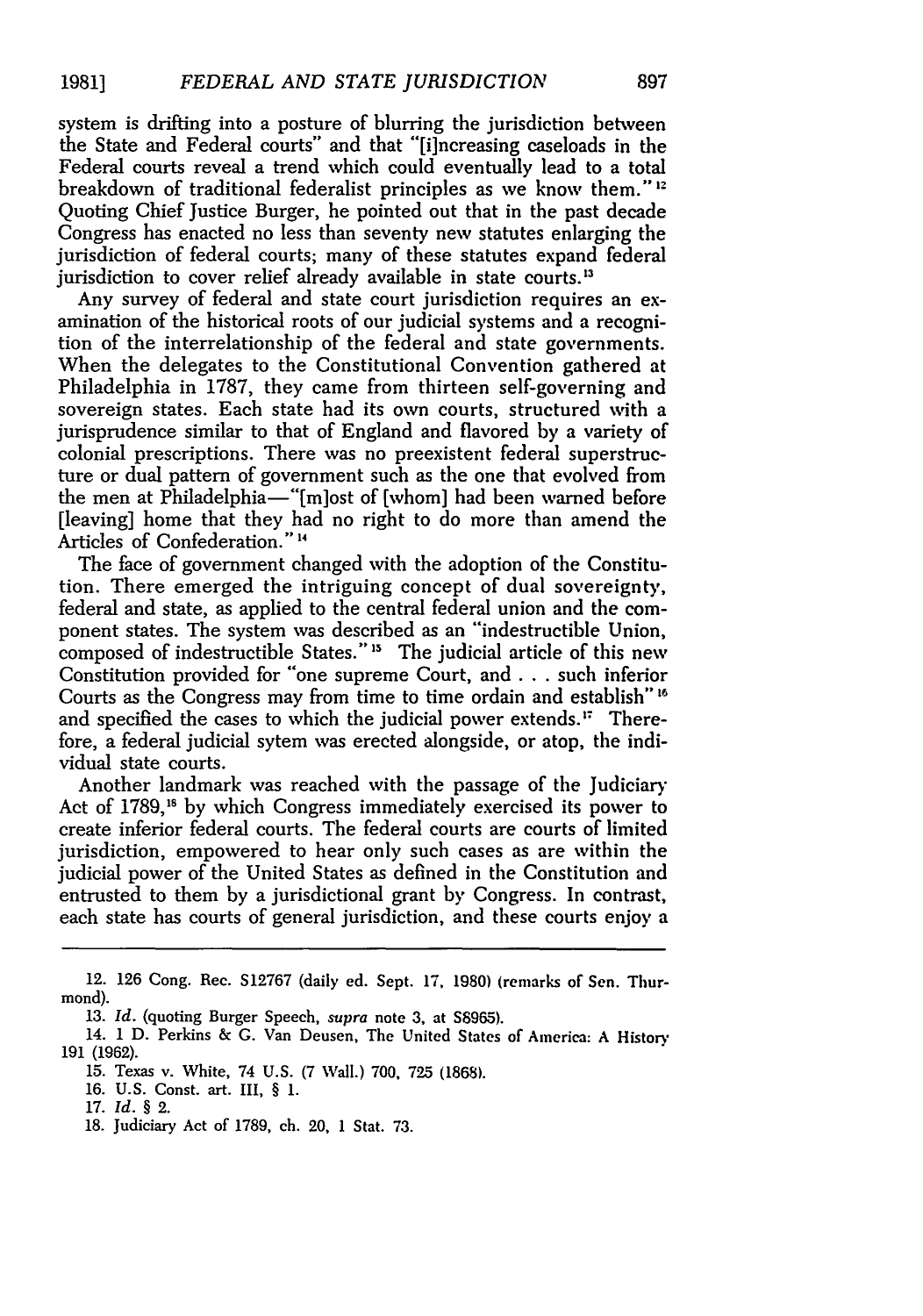system is drifting into a posture of blurring the jurisdiction between the State and Federal courts" and that "[i]ncreasing caseloads in the Federal courts reveal a trend which could eventually lead to a total breakdown of traditional federalist principles as we know them."[12] Quoting Chief Justice Burger, he pointed out that in the past decade Congress has enacted no less than seventy new statutes enlarging the jurisdiction of federal courts; many of these statutes expand federal jurisdiction to cover relief already available in state courts.[13]

Any survey of federal and state court jurisdiction requires an examination of the historical roots of our judicial systems and a recognition of the interrelationship of the federal and state governments. When the delegates to the Constitutional Convention gathered at Philadelphia in 1787, they came from thirteen self-governing and sovereign states. Each state had its own courts, structured with a jurisprudence similar to that of England and flavored by a variety of colonial prescriptions. There was no preexistent federal superstructure or dual pattern of government such as the one that evolved from the men at Philadelphia—"[m]ost of [whom] had been warned before [leaving] home that they had no right to do more than amend the Articles of Confederation."[14]

The face of government changed with the adoption of the Constitution. There emerged the intriguing concept of dual sovereignty, federal and state, as applied to the central federal union and the component states. The system was described as an "indestructible Union, composed of indestructible States."[15] The judicial article of this new Constitution provided for "one supreme Court, and . . . such inferior Courts as the Congress may from time to time ordain and establish"[16] and specified the cases to which the judicial power extends.[17] Therefore, a federal judicial sytem was erected alongside, or atop, the individual state courts.

Another landmark was reached with the passage of the Judiciary Act of 1789,[18] by which Congress immediately exercised its power to create inferior federal courts. The federal courts are courts of limited jurisdiction, empowered to hear only such cases as are within the judicial power of the United States as defined in the Constitution and entrusted to them by a jurisdictional grant by Congress. In contrast, each state has courts of general jurisdiction, and these courts enjoy a

---

12. 126 Cong. Rec. S12767 (daily ed. Sept. 17, 1980) (remarks of Sen. Thurmond).

13. *Id.* (quoting Burger Speech, *supra* note 3, at S8965).

14. 1 D. Perkins & G. Van Deusen, The United States of America: A History 191 (1962).

15. Texas v. White, 74 U.S. (7 Wall.) 700, 725 (1868).

16. U.S. Const. art. III, § 1.

17. *Id.* § 2.

18. Judiciary Act of 1789, ch. 20, 1 Stat. 73.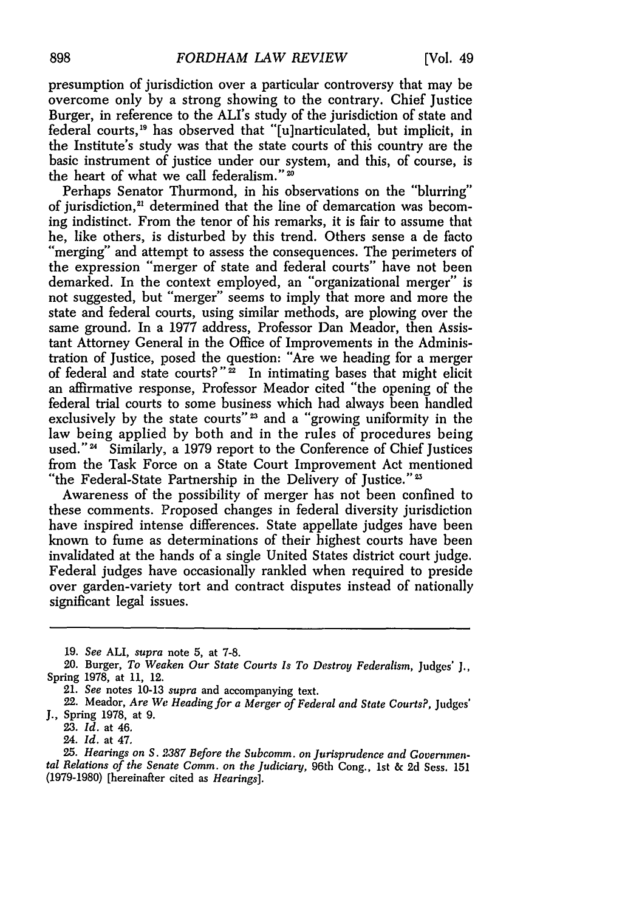presumption of jurisdiction over a particular controversy that may be overcome only by a strong showing to the contrary. Chief Justice Burger, in reference to the ALI's study of the jurisdiction of state and federal courts,[19] has observed that "[u]narticulated, but implicit, in the Institute's study was that the state courts of this country are the basic instrument of justice under our system, and this, of course, is the heart of what we call federalism."[20]

Perhaps Senator Thurmond, in his observations on the "blurring" of jurisdiction,[21] determined that the line of demarcation was becoming indistinct. From the tenor of his remarks, it is fair to assume that he, like others, is disturbed by this trend. Others sense a de facto "merging" and attempt to assess the consequences. The perimeters of the expression "merger of state and federal courts" have not been demarked. In the context employed, an "organizational merger" is not suggested, but "merger" seems to imply that more and more the state and federal courts, using similar methods, are plowing over the same ground. In a 1977 address, Professor Dan Meador, then Assistant Attorney General in the Office of Improvements in the Administration of Justice, posed the question: "Are we heading for a merger of federal and state courts?"[22] In intimating bases that might elicit an affirmative response, Professor Meador cited "the opening of the federal trial courts to some business which had always been handled exclusively by the state courts"[23] and a "growing uniformity in the law being applied by both and in the rules of procedures being used."[24] Similarly, a 1979 report to the Conference of Chief Justices from the Task Force on a State Court Improvement Act mentioned "the Federal-State Partnership in the Delivery of Justice."[25]

Awareness of the possibility of merger has not been confined to these comments. Proposed changes in federal diversity jurisdiction have inspired intense differences. State appellate judges have been known to fume as determinations of their highest courts have been invalidated at the hands of a single United States district court judge. Federal judges have occasionally rankled when required to preside over garden-variety tort and contract disputes instead of nationally significant legal issues.

---

19. *See* ALI, *supra* note 5, at 7-8.

20. Burger, *To Weaken Our State Courts Is To Destroy Federalism*, Judges' J., Spring 1978, at 11, 12.

21. *See* notes 10-13 *supra* and accompanying text.

22. Meador, *Are We Heading for a Merger of Federal and State Courts?*, Judges' J., Spring 1978, at 9.

23. *Id.* at 46.

24. *Id.* at 47.

25. *Hearings on S. 2387 Before the Subcomm. on Jurisprudence and Governmental Relations of the Senate Comm. on the Judiciary*, 96th Cong., 1st & 2d Sess. 151 (1979-1980) [hereinafter cited as *Hearings*].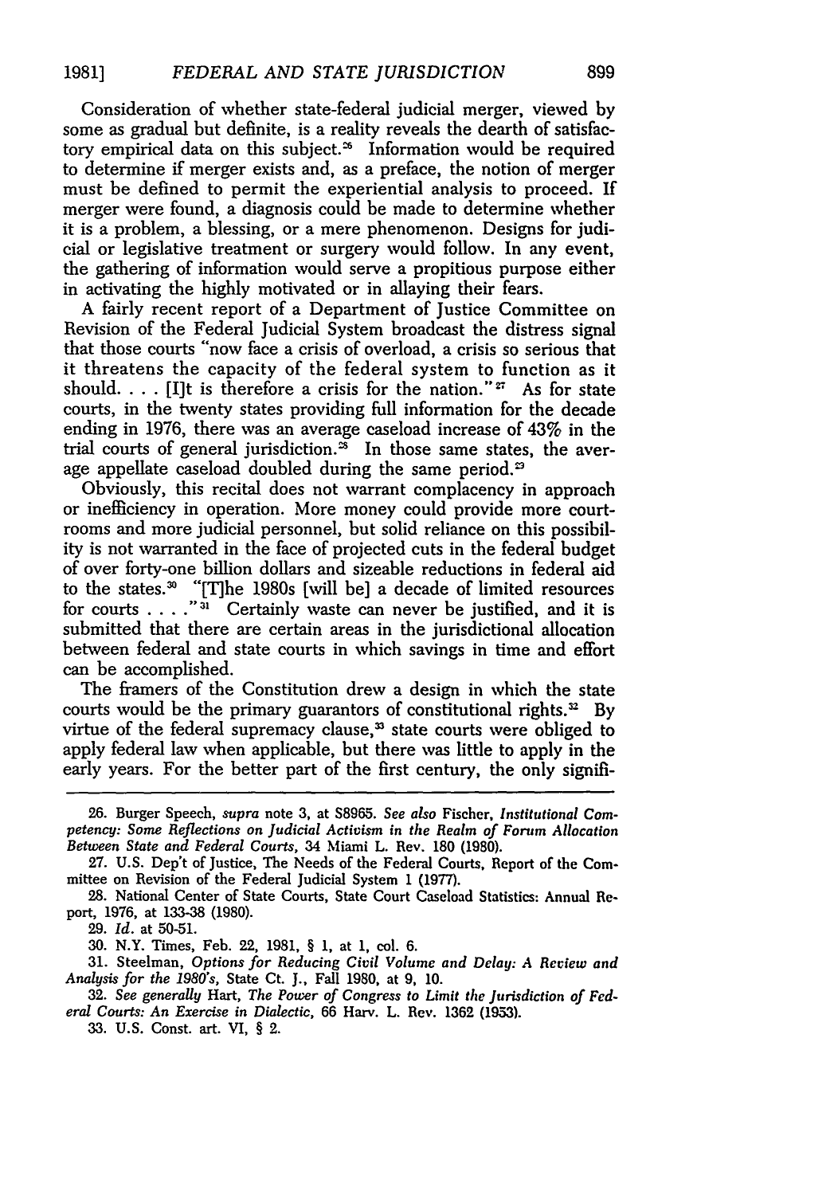Consideration of whether state-federal judicial merger, viewed by some as gradual but definite, is a reality reveals the dearth of satisfactory empirical data on this subject.[26] Information would be required to determine if merger exists and, as a preface, the notion of merger must be defined to permit the experiential analysis to proceed. If merger were found, a diagnosis could be made to determine whether it is a problem, a blessing, or a mere phenomenon. Designs for judicial or legislative treatment or surgery would follow. In any event, the gathering of information would serve a propitious purpose either in activating the highly motivated or in allaying their fears.

A fairly recent report of a Department of Justice Committee on Revision of the Federal Judicial System broadcast the distress signal that those courts "now face a crisis of overload, a crisis so serious that it threatens the capacity of the federal system to function as it should. . . . [I]t is therefore a crisis for the nation."[27] As for state courts, in the twenty states providing full information for the decade ending in 1976, there was an average caseload increase of 43% in the trial courts of general jurisdiction.[28] In those same states, the average appellate caseload doubled during the same period.[29]

Obviously, this recital does not warrant complacency in approach or inefficiency in operation. More money could provide more courtrooms and more judicial personnel, but solid reliance on this possibility is not warranted in the face of projected cuts in the federal budget of over forty-one billion dollars and sizeable reductions in federal aid to the states.[30] "[T]he 1980s [will be] a decade of limited resources for courts . . . ."[31] Certainly waste can never be justified, and it is submitted that there are certain areas in the jurisdictional allocation between federal and state courts in which savings in time and effort can be accomplished.

The framers of the Constitution drew a design in which the state courts would be the primary guarantors of constitutional rights.[32] By virtue of the federal supremacy clause,[33] state courts were obliged to apply federal law when applicable, but there was little to apply in the early years. For the better part of the first century, the only signifi-

---

26. Burger Speech, *supra* note 3, at S8965. *See also* Fischer, *Institutional Competency: Some Reflections on Judicial Activism in the Realm of Forum Allocation Between State and Federal Courts*, 34 Miami L. Rev. 180 (1980).

27. U.S. Dep't of Justice, The Needs of the Federal Courts, Report of the Committee on Revision of the Federal Judicial System 1 (1977).

28. National Center of State Courts, State Court Caseload Statistics: Annual Report, 1976, at 133-38 (1980).

29. *Id.* at 50-51.

30. N.Y. Times, Feb. 22, 1981, § 1, at 1, col. 6.

31. Steelman, *Options for Reducing Civil Volume and Delay: A Review and Analysis for the 1980's*, State Ct. J., Fall 1980, at 9, 10.

32. *See generally* Hart, *The Power of Congress to Limit the Jurisdiction of Federal Courts: An Exercise in Dialectic*, 66 Harv. L. Rev. 1362 (1953).

33. U.S. Const. art. VI, § 2.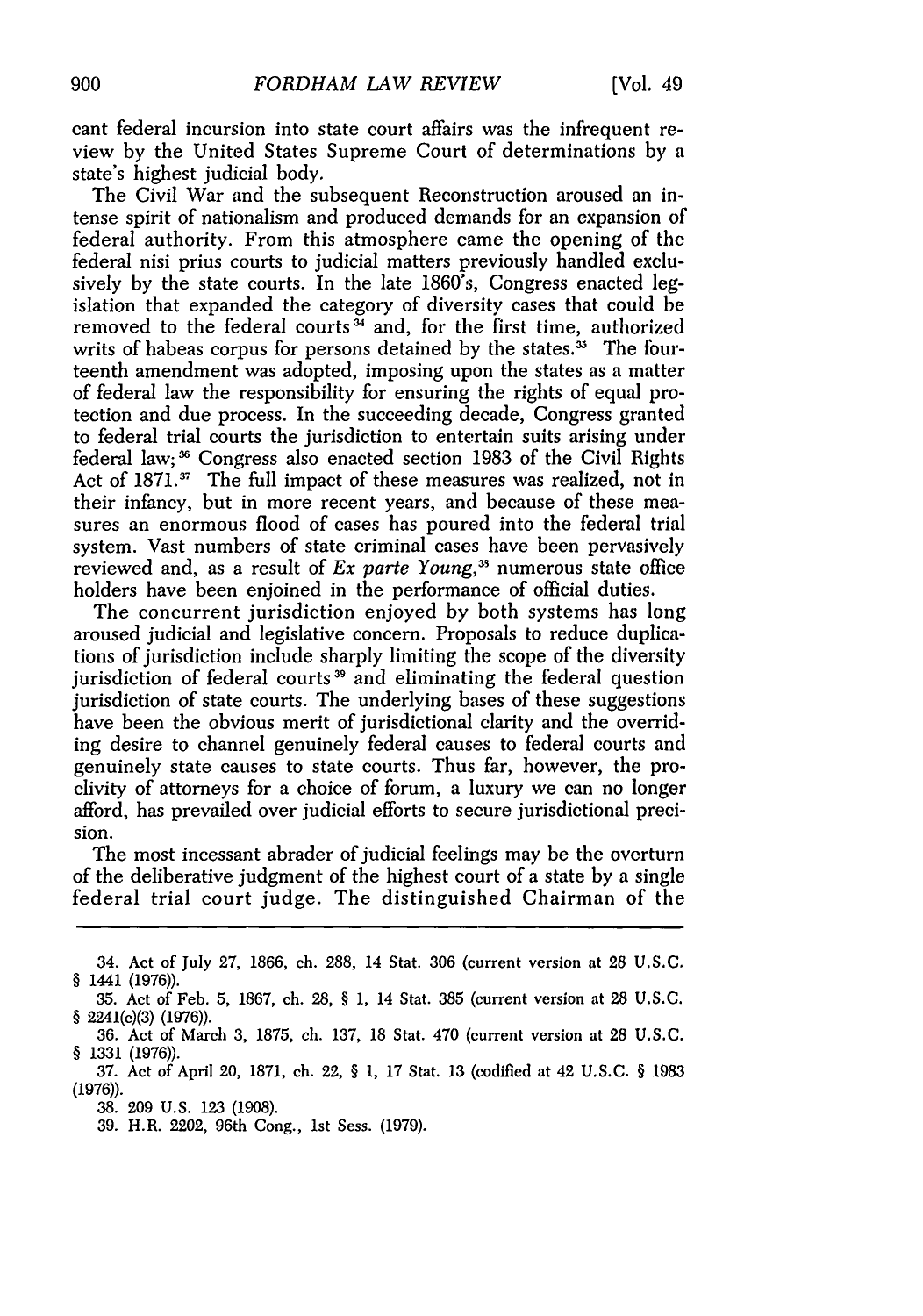cant federal incursion into state court affairs was the infrequent review by the United States Supreme Court of determinations by a state's highest judicial body.

The Civil War and the subsequent Reconstruction aroused an intense spirit of nationalism and produced demands for an expansion of federal authority. From this atmosphere came the opening of the federal nisi prius courts to judicial matters previously handled exclusively by the state courts. In the late 1860's, Congress enacted legislation that expanded the category of diversity cases that could be removed to the federal courts[34] and, for the first time, authorized writs of habeas corpus for persons detained by the states.[35] The fourteenth amendment was adopted, imposing upon the states as a matter of federal law the responsibility for ensuring the rights of equal protection and due process. In the succeeding decade, Congress granted to federal trial courts the jurisdiction to entertain suits arising under federal law;[36] Congress also enacted section 1983 of the Civil Rights Act of 1871.[37] The full impact of these measures was realized, not in their infancy, but in more recent years, and because of these measures an enormous flood of cases has poured into the federal trial system. Vast numbers of state criminal cases have been pervasively reviewed and, as a result of *Ex parte Young*,[38] numerous state office holders have been enjoined in the performance of official duties.

The concurrent jurisdiction enjoyed by both systems has long aroused judicial and legislative concern. Proposals to reduce duplications of jurisdiction include sharply limiting the scope of the diversity jurisdiction of federal courts[39] and eliminating the federal question jurisdiction of state courts. The underlying bases of these suggestions have been the obvious merit of jurisdictional clarity and the overriding desire to channel genuinely federal causes to federal courts and genuinely state causes to state courts. Thus far, however, the proclivity of attorneys for a choice of forum, a luxury we can no longer afford, has prevailed over judicial efforts to secure jurisdictional precision.

The most incessant abrader of judicial feelings may be the overturn of the deliberative judgment of the highest court of a state by a single federal trial court judge. The distinguished Chairman of the

---

34. Act of July 27, 1866, ch. 288, 14 Stat. 306 (current version at 28 U.S.C. § 1441 (1976)).

35. Act of Feb. 5, 1867, ch. 28, § 1, 14 Stat. 385 (current version at 28 U.S.C. § 2241(c)(3) (1976)).

36. Act of March 3, 1875, ch. 137, 18 Stat. 470 (current version at 28 U.S.C. § 1331 (1976)).

37. Act of April 20, 1871, ch. 22, § 1, 17 Stat. 13 (codified at 42 U.S.C. § 1983 (1976)).

38. 209 U.S. 123 (1908).

39. H.R. 2202, 96th Cong., 1st Sess. (1979).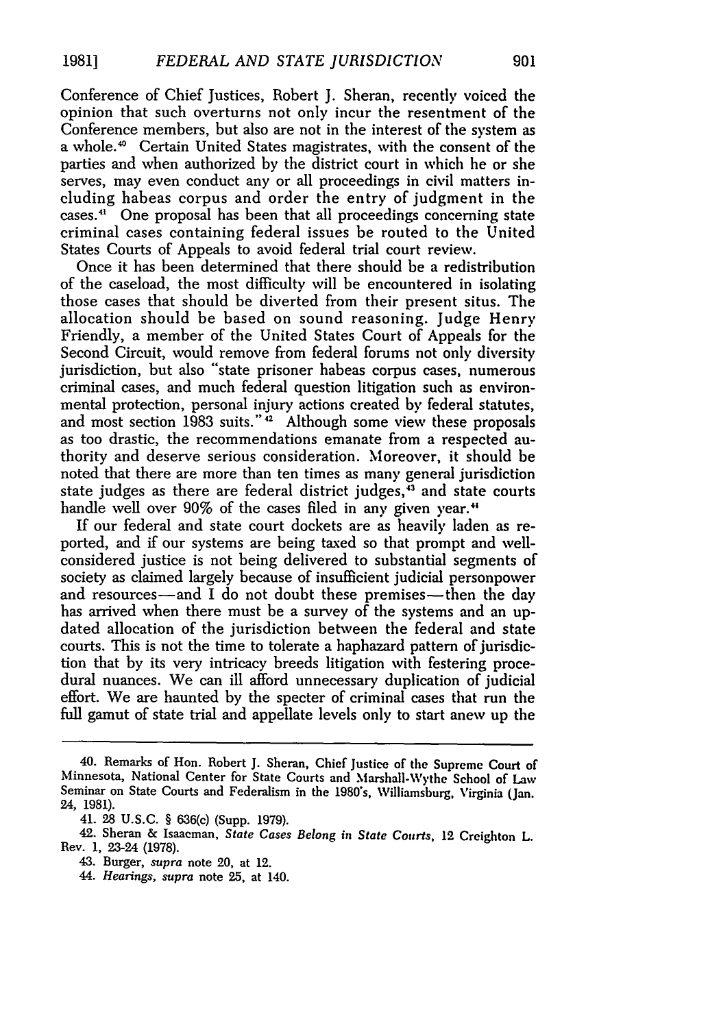Conference of Chief Justices, Robert J. Sheran, recently voiced the opinion that such overturns not only incur the resentment of the Conference members, but also are not in the interest of the system as a whole.[40] Certain United States magistrates, with the consent of the parties and when authorized by the district court in which he or she serves, may even conduct any or all proceedings in civil matters including habeas corpus and order the entry of judgment in the cases.[41] One proposal has been that all proceedings concerning state criminal cases containing federal issues be routed to the United States Courts of Appeals to avoid federal trial court review.

Once it has been determined that there should be a redistribution of the caseload, the most difficulty will be encountered in isolating those cases that should be diverted from their present situs. The allocation should be based on sound reasoning. Judge Henry Friendly, a member of the United States Court of Appeals for the Second Circuit, would remove from federal forums not only diversity jurisdiction, but also "state prisoner habeas corpus cases, numerous criminal cases, and much federal question litigation such as environmental protection, personal injury actions created by federal statutes, and most section 1983 suits."[42] Although some view these proposals as too drastic, the recommendations emanate from a respected authority and deserve serious consideration. Moreover, it should be noted that there are more than ten times as many general jurisdiction state judges as there are federal district judges,[43] and state courts handle well over 90% of the cases filed in any given year.[44]

If our federal and state court dockets are as heavily laden as reported, and if our systems are being taxed so that prompt and well-considered justice is not being delivered to substantial segments of society as claimed largely because of insufficient judicial personpower and resources—and I do not doubt these premises—then the day has arrived when there must be a survey of the systems and an updated allocation of the jurisdiction between the federal and state courts. This is not the time to tolerate a haphazard pattern of jurisdiction that by its very intricacy breeds litigation with festering procedural nuances. We can ill afford unnecessary duplication of judicial effort. We are haunted by the specter of criminal cases that run the full gamut of state trial and appellate levels only to start anew up the

---

40. Remarks of Hon. Robert J. Sheran, Chief Justice of the Supreme Court of Minnesota, National Center for State Courts and Marshall-Wythe School of Law Seminar on State Courts and Federalism in the 1980's, Williamsburg, Virginia (Jan. 24, 1981).

41. 28 U.S.C. § 636(c) (Supp. 1979).

42. Sheran & Isaacman, *State Cases Belong in State Courts*, 12 Creighton L. Rev. 1, 23-24 (1978).

43. Burger, *supra* note 20, at 12.

44. *Hearings*, *supra* note 25, at 140.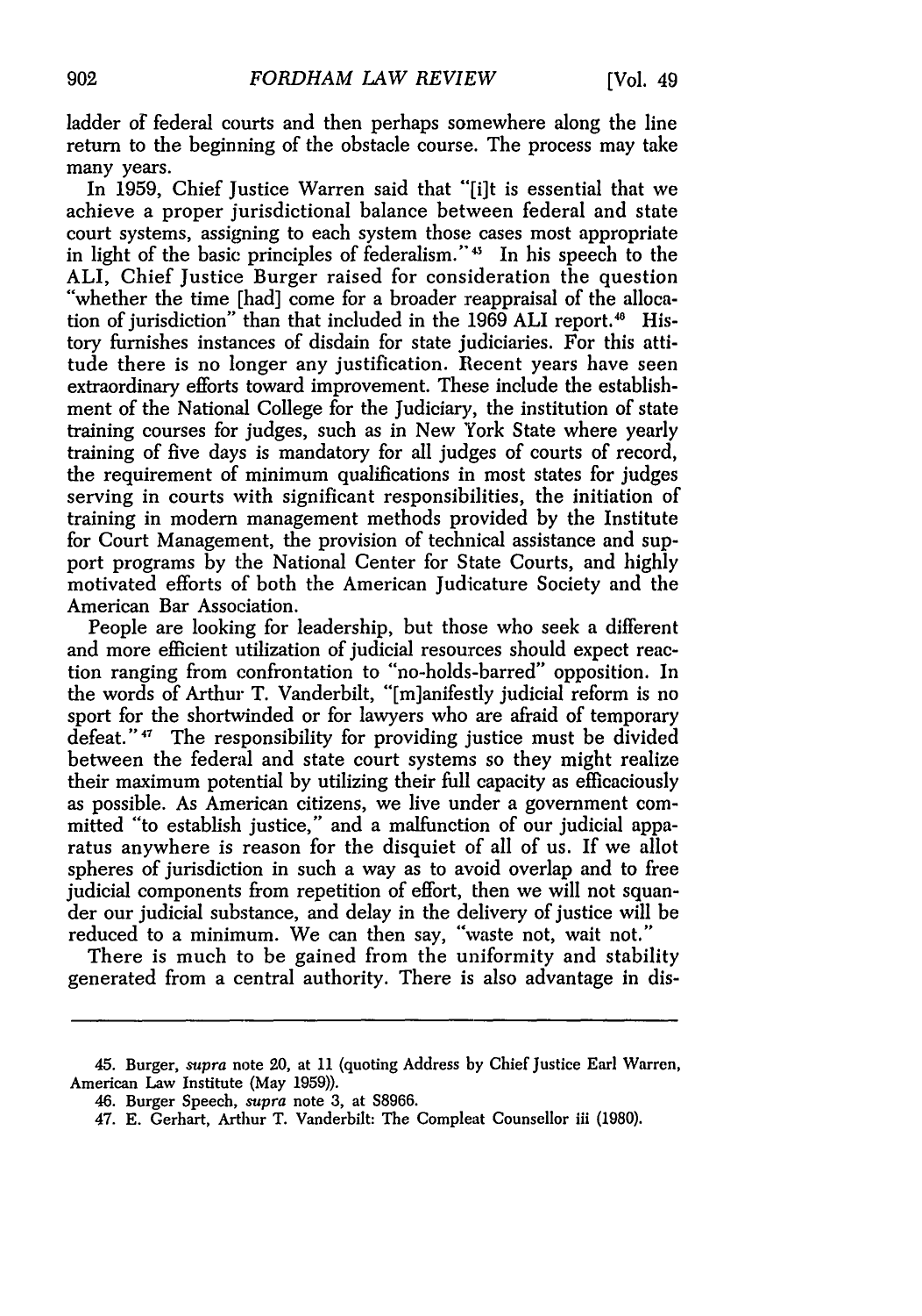ladder of federal courts and then perhaps somewhere along the line return to the beginning of the obstacle course. The process may take many years.

In 1959, Chief Justice Warren said that "[i]t is essential that we achieve a proper jurisdictional balance between federal and state court systems, assigning to each system those cases most appropriate in light of the basic principles of federalism."[45] In his speech to the ALI, Chief Justice Burger raised for consideration the question "whether the time [had] come for a broader reappraisal of the allocation of jurisdiction" than that included in the 1969 ALI report.[46] History furnishes instances of disdain for state judiciaries. For this attitude there is no longer any justification. Recent years have seen extraordinary efforts toward improvement. These include the establishment of the National College for the Judiciary, the institution of state training courses for judges, such as in New York State where yearly training of five days is mandatory for all judges of courts of record, the requirement of minimum qualifications in most states for judges serving in courts with significant responsibilities, the initiation of training in modern management methods provided by the Institute for Court Management, the provision of technical assistance and support programs by the National Center for State Courts, and highly motivated efforts of both the American Judicature Society and the American Bar Association.

People are looking for leadership, but those who seek a different and more efficient utilization of judicial resources should expect reaction ranging from confrontation to "no-holds-barred" opposition. In the words of Arthur T. Vanderbilt, "[m]anifestly judicial reform is no sport for the shortwinded or for lawyers who are afraid of temporary defeat."[47] The responsibility for providing justice must be divided between the federal and state court systems so they might realize their maximum potential by utilizing their full capacity as efficaciously as possible. As American citizens, we live under a government committed "to establish justice," and a malfunction of our judicial apparatus anywhere is reason for the disquiet of all of us. If we allot spheres of jurisdiction in such a way as to avoid overlap and to free judicial components from repetition of effort, then we will not squander our judicial substance, and delay in the delivery of justice will be reduced to a minimum. We can then say, "waste not, wait not."

There is much to be gained from the uniformity and stability generated from a central authority. There is also advantage in dis-

---

45. Burger, *supra* note 20, at 11 (quoting Address by Chief Justice Earl Warren, American Law Institute (May 1959)).

46. Burger Speech, *supra* note 3, at S8966.

47. E. Gerhart, Arthur T. Vanderbilt: The Compleat Counsellor iii (1980).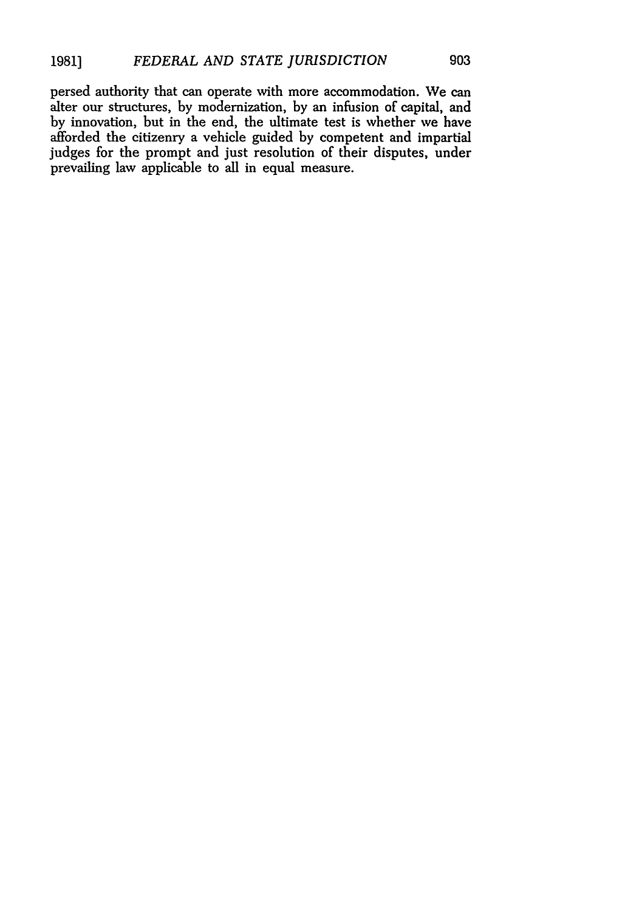persed authority that can operate with more accommodation. We can alter our structures, by modernization, by an infusion of capital, and by innovation, but in the end, the ultimate test is whether we have afforded the citizenry a vehicle guided by competent and impartial judges for the prompt and just resolution of their disputes, under prevailing law applicable to all in equal measure.